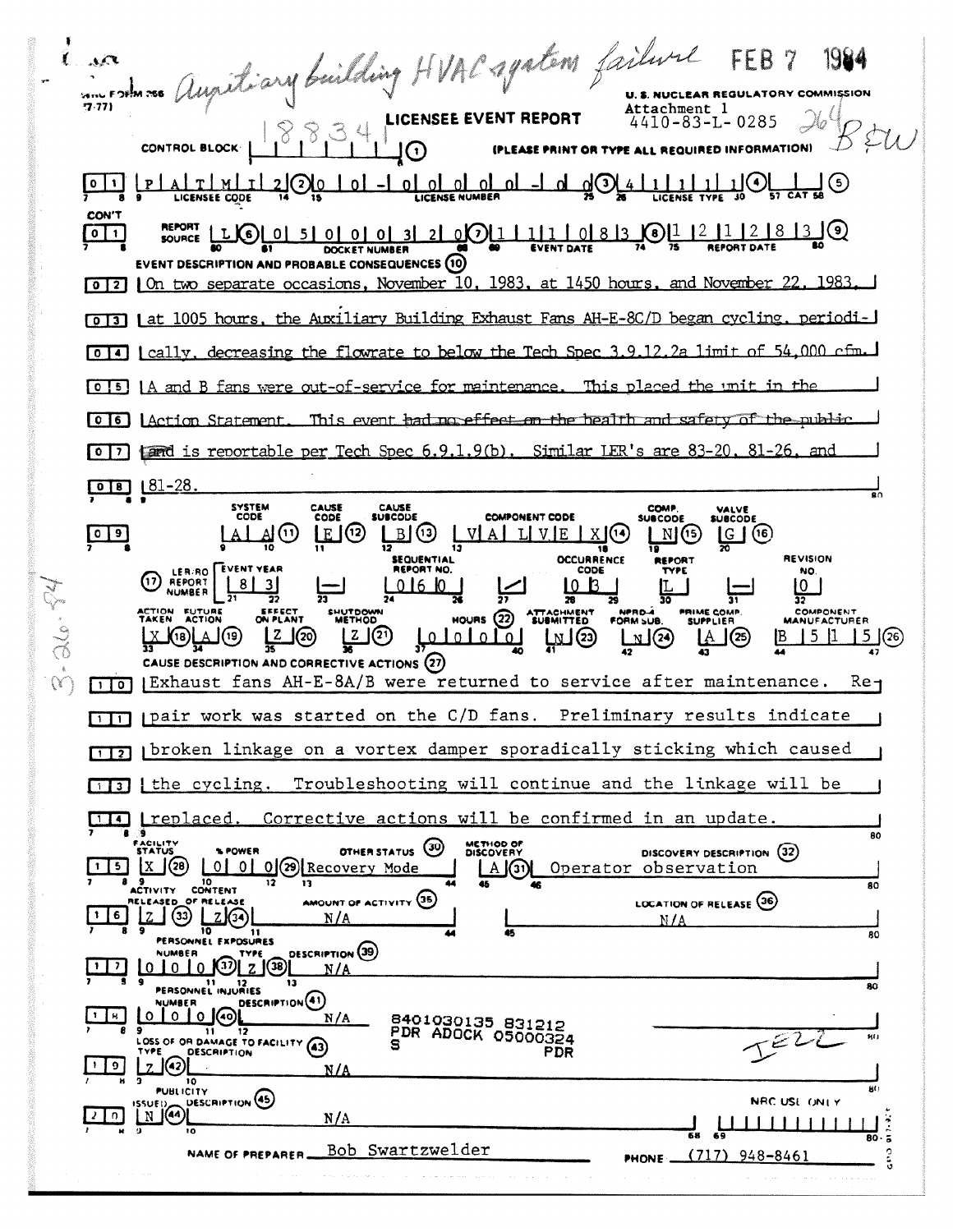Auxiliary building HVAC system failure FEB 7 1984

NRC FORM 366 (7-77)

U. S. NUCLEAR REGULATORY COMMISSION

Attachment 1
4410-83-L-0285 264 BEW

# LICENSEE EVENT REPORT

CONTROL BLOCK: 18834 (1) (PLEASE PRINT OR TYPE ALL REQUIRED INFORMATION)

| | |
|---|---|
| 0 1 | LICENSEE CODE: P A T M I 2 (2) LICENSE NUMBER: 0 0 - 0 0 0 0 0 - 0 0 (3) LICENSE TYPE: 4 1 1 1 1 (4) CAT (5) |
| CON'T 0 1 | REPORT SOURCE: L (6) DOCKET NUMBER: 0 5 0 0 0 3 2 0 (7) EVENT DATE: 1 1 1 0 8 3 (8) REPORT DATE: 1 2 1 2 8 3 (9) |

EVENT DESCRIPTION AND PROBABLE CONSEQUENCES (10)

0 2 On two separate occasions, November 10, 1983, at 1450 hours, and November 22, 1983,
0 3 at 1005 hours, the Auxiliary Building Exhaust Fans AH-E-8C/D began cycling, periodi-
0 4 cally, decreasing the flowrate to below the Tech Spec 3.9.12.2a limit of 54,000 cfm.
0 5 A and B fans were out-of-service for maintenance. This placed the unit in the
0 6 Action Statement. This event ~~had no effect on the health and safety of the public~~
0 7 ~~and~~ is reportable per Tech Spec 6.9.1.9(b). Similar LER's are 83-20, 81-26, and
0 8 81-28.

| | SYSTEM CODE | CAUSE CODE | CAUSE SUBCODE | COMPONENT CODE | COMP. SUBCODE | VALVE SUBCODE |
|---|---|---|---|---|---|---|
| 0 9 | A A (11) | E (12) | B (13) | V A L V E X (14) | N (15) | G (16) |

| (17) LER/RO REPORT NUMBER | EVENT YEAR | | SEQUENTIAL REPORT NO. | | OCCURRENCE CODE | REPORT TYPE | | REVISION NO. |
|---|---|---|---|---|---|---|---|---|
| | 8 3 | — | 0 6 0 | / | 0 3 | L | — | 0 |

| ACTION TAKEN | FUTURE ACTION | EFFECT ON PLANT | SHUTDOWN METHOD | HOURS (22) | ATTACHMENT SUBMITTED | NPRD-4 FORM SUB. | PRIME COMP. SUPPLIER | COMPONENT MANUFACTURER |
|---|---|---|---|---|---|---|---|---|
| X (18) | A (19) | Z (20) | Z (21) | 0 0 0 0 0 | N (23) | N (24) | A (25) | B 5 1 5 (26) |

CAUSE DESCRIPTION AND CORRECTIVE ACTIONS (27)

1 0 Exhaust fans AH-E-8A/B were returned to service after maintenance. Re-
1 1 pair work was started on the C/D fans. Preliminary results indicate
1 2 broken linkage on a vortex damper sporadically sticking which caused
1 3 the cycling. Troubleshooting will continue and the linkage will be
1 4 replaced. Corrective actions will be confirmed in an update.

| | FACILITY STATUS | % POWER | OTHER STATUS (30) | METHOD OF DISCOVERY | DISCOVERY DESCRIPTION (32) |
|---|---|---|---|---|---|
| 1 5 | X (28) | 0 0 0 (29) | Recovery Mode | A (31) | Operator observation |

| | ACTIVITY RELEASED | CONTENT OF RELEASE | AMOUNT OF ACTIVITY (35) | LOCATION OF RELEASE (36) |
|---|---|---|---|---|
| 1 6 | Z (33) | Z (34) | N/A | N/A |

| | PERSONNEL EXPOSURES NUMBER | TYPE | DESCRIPTION (39) |
|---|---|---|---|
| 1 7 | 0 0 0 (37) | Z (38) | N/A |

| | PERSONNEL INJURIES NUMBER | DESCRIPTION (41) |
|---|---|---|
| 1 8 | 0 0 0 (40) | N/A |

8401030135 831212
PDR ADOCK 05000324
S PDR

| | LOSS OF OR DAMAGE TO FACILITY (43) TYPE | DESCRIPTION |
|---|---|---|
| 1 9 | Z (42) | N/A |

| | PUBLICITY ISSUED | DESCRIPTION (45) | NRC USE ONLY |
|---|---|---|---|
| 2 0 | N (44) | N/A | |

NAME OF PREPARER Bob Swartzwelder PHONE (717) 948-8461

3-26-84

IE22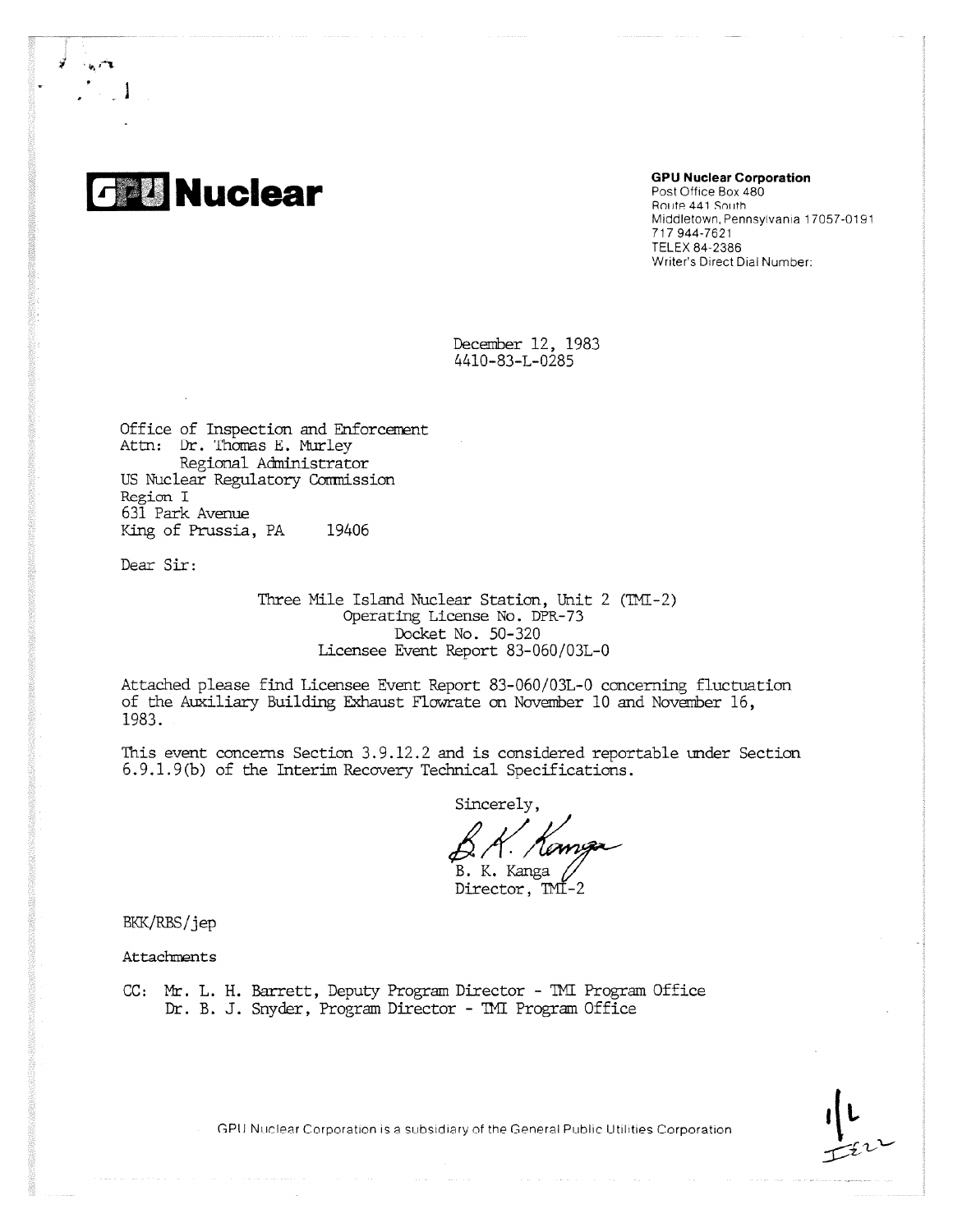# GPU Nuclear

**GPU Nuclear Corporation**
Post Office Box 480
Route 441 South
Middletown, Pennsylvania 17057-0191
717 944-7621
TELEX 84-2386
Writer's Direct Dial Number:

December 12, 1983
4410-83-L-0285

Office of Inspection and Enforcement
Attn: Dr. Thomas E. Murley
Regional Administrator
US Nuclear Regulatory Commission
Region I
631 Park Avenue
King of Prussia, PA 19406

Dear Sir:

Three Mile Island Nuclear Station, Unit 2 (TMI-2)
Operating License No. DPR-73
Docket No. 50-320
Licensee Event Report 83-060/03L-0

Attached please find Licensee Event Report 83-060/03L-0 concerning fluctuation of the Auxiliary Building Exhaust Flowrate on November 10 and November 16, 1983.

This event concerns Section 3.9.12.2 and is considered reportable under Section 6.9.1.9(b) of the Interim Recovery Technical Specifications.

Sincerely,

B. K. Kanga
Director, TMI-2

BKK/RBS/jep

Attachments

CC: Mr. L. H. Barrett, Deputy Program Director - TMI Program Office
Dr. B. J. Snyder, Program Director - TMI Program Office

GPU Nuclear Corporation is a subsidiary of the General Public Utilities Corporation